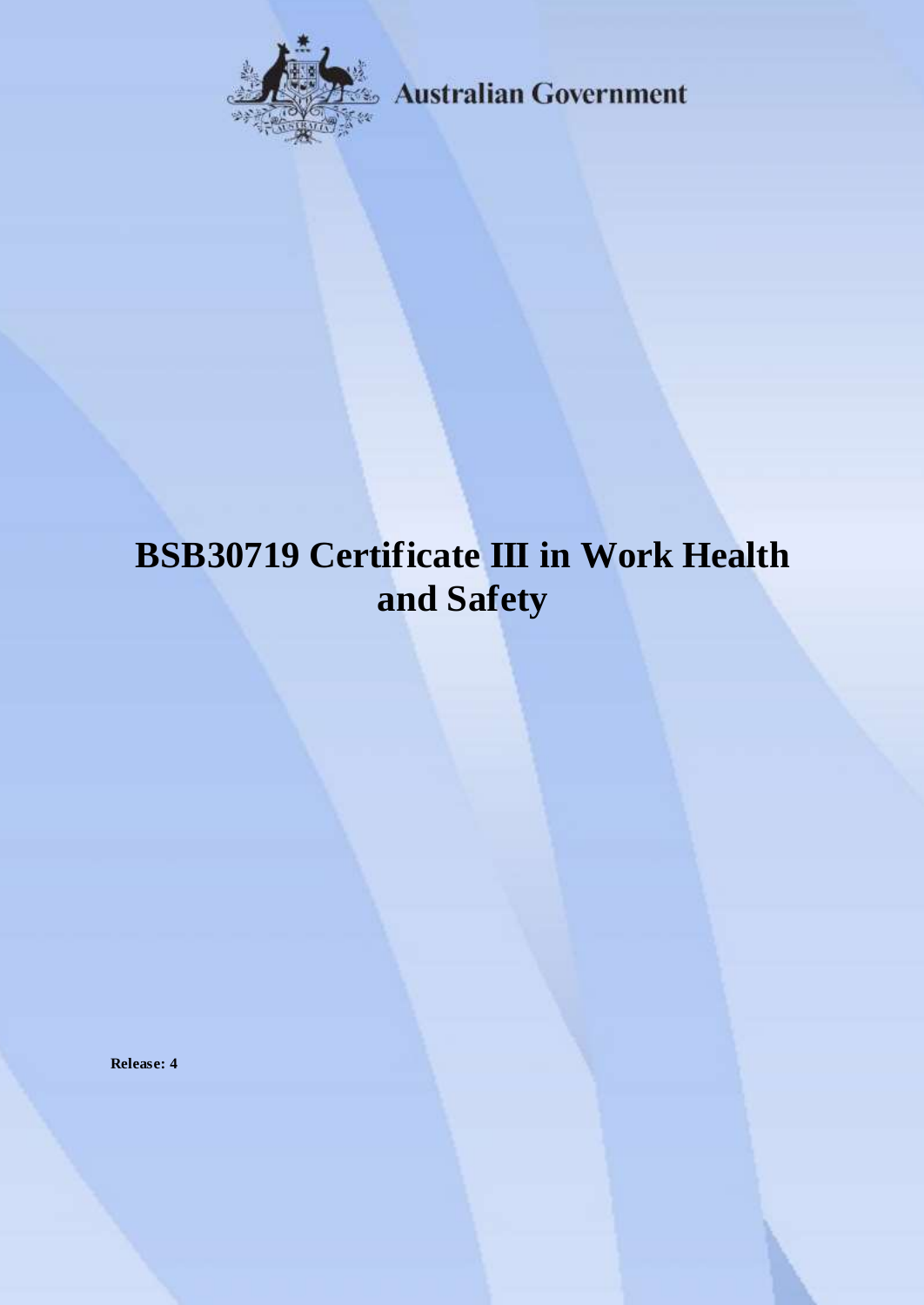Australian Government

# BSB30719 Certificate III in Work Health and Safety

**Release: 4**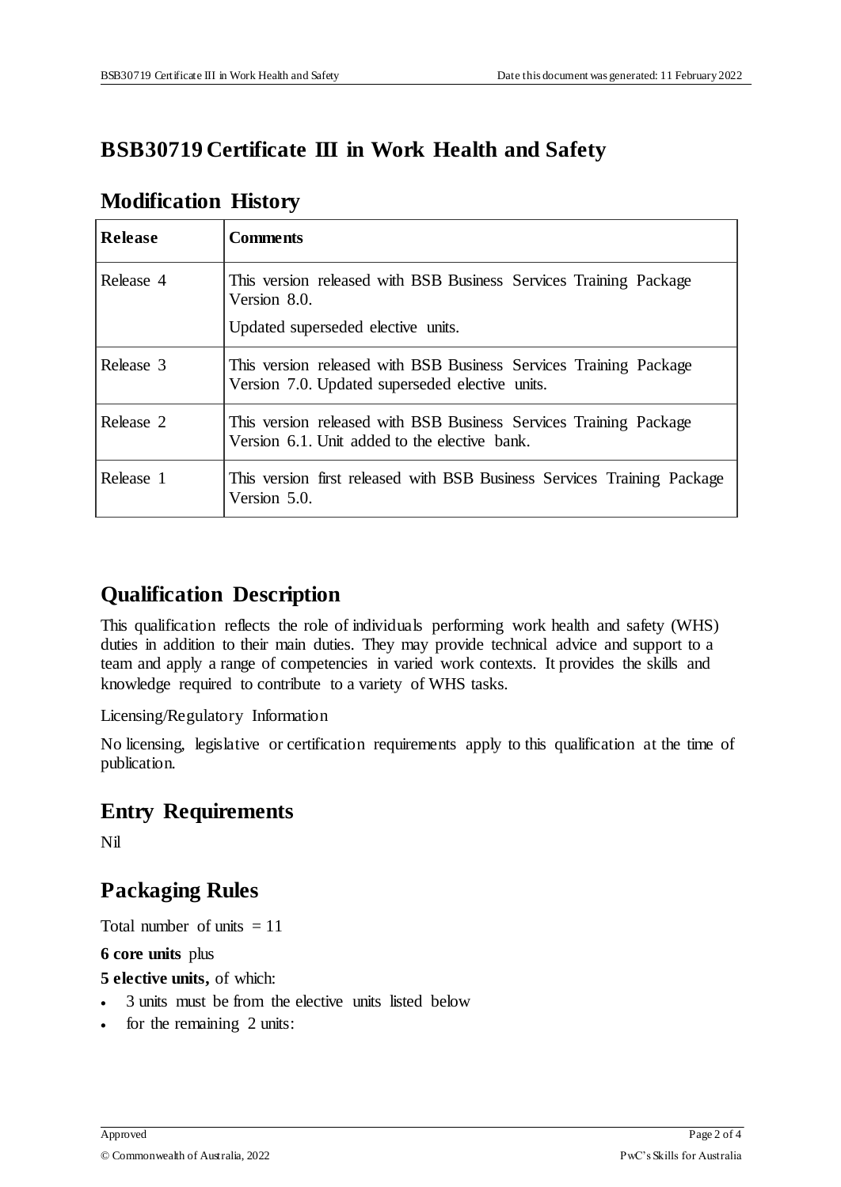# BSB30719 Certificate III in Work Health and Safety

## Modification History

| Release | Comments |
|---|---|
| Release 4 | This version released with BSB Business Services Training Package Version 8.0.<br><br>Updated superseded elective units. |
| Release 3 | This version released with BSB Business Services Training Package Version 7.0. Updated superseded elective units. |
| Release 2 | This version released with BSB Business Services Training Package Version 6.1. Unit added to the elective bank. |
| Release 1 | This version first released with BSB Business Services Training Package Version 5.0. |

## Qualification Description

This qualification reflects the role of individuals performing work health and safety (WHS) duties in addition to their main duties. They may provide technical advice and support to a team and apply a range of competencies in varied work contexts. It provides the skills and knowledge required to contribute to a variety of WHS tasks.

Licensing/Regulatory Information

No licensing, legislative or certification requirements apply to this qualification at the time of publication.

## Entry Requirements

Nil

## Packaging Rules

Total number of units = 11

**6 core units** plus

**5 elective units,** of which:

- 3 units must be from the elective units listed below
- for the remaining 2 units: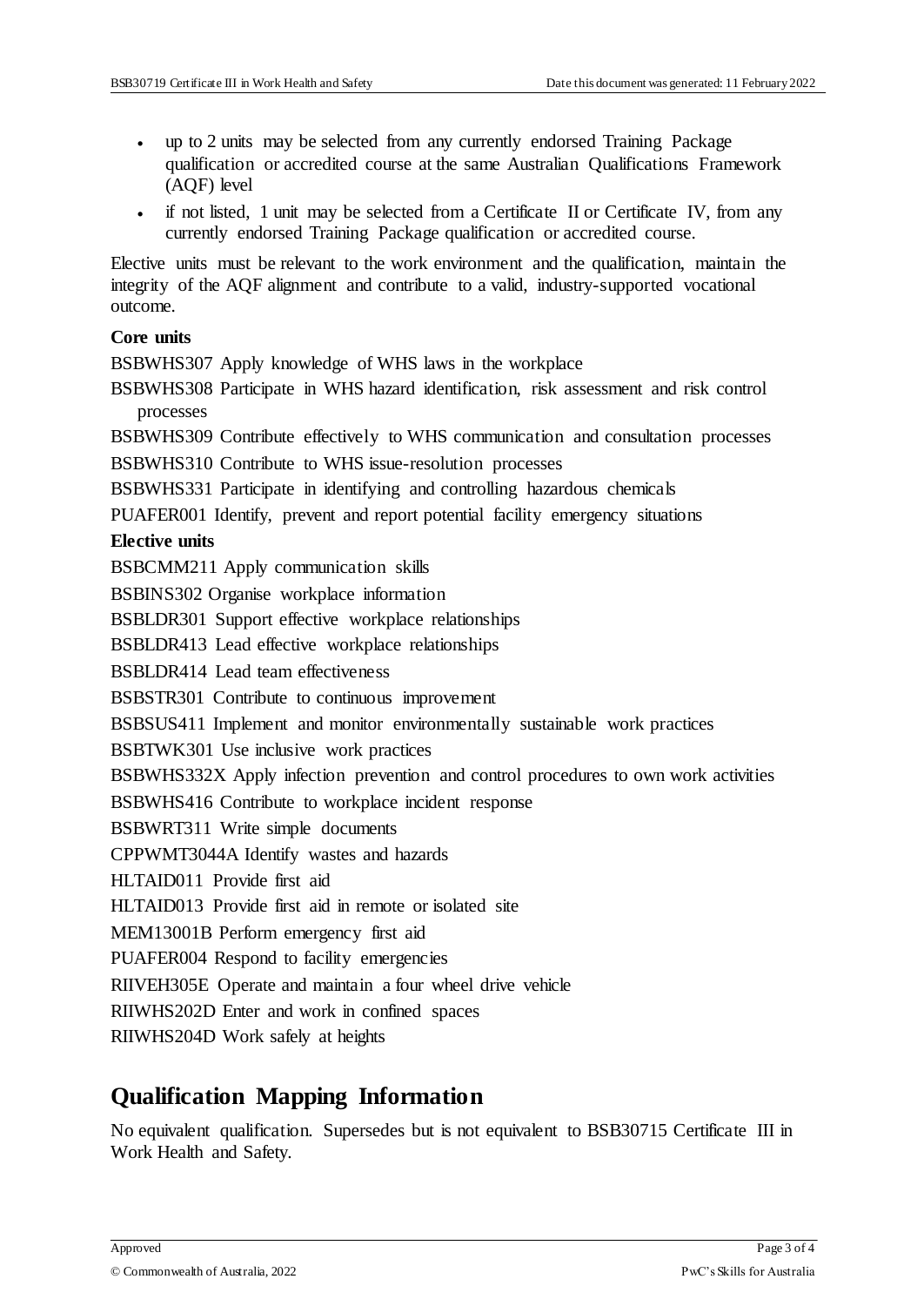- up to 2 units may be selected from any currently endorsed Training Package qualification or accredited course at the same Australian Qualifications Framework (AQF) level
- if not listed, 1 unit may be selected from a Certificate II or Certificate IV, from any currently endorsed Training Package qualification or accredited course.

Elective units must be relevant to the work environment and the qualification, maintain the integrity of the AQF alignment and contribute to a valid, industry-supported vocational outcome.

**Core units**

BSBWHS307 Apply knowledge of WHS laws in the workplace

BSBWHS308 Participate in WHS hazard identification, risk assessment and risk control processes

BSBWHS309 Contribute effectively to WHS communication and consultation processes

BSBWHS310 Contribute to WHS issue-resolution processes

BSBWHS331 Participate in identifying and controlling hazardous chemicals

PUAFER001 Identify, prevent and report potential facility emergency situations

**Elective units**

BSBCMM211 Apply communication skills

BSBINS302 Organise workplace information

BSBLDR301 Support effective workplace relationships

BSBLDR413 Lead effective workplace relationships

BSBLDR414 Lead team effectiveness

BSBSTR301 Contribute to continuous improvement

BSBSUS411 Implement and monitor environmentally sustainable work practices

BSBTWK301 Use inclusive work practices

BSBWHS332X Apply infection prevention and control procedures to own work activities

BSBWHS416 Contribute to workplace incident response

BSBWRT311 Write simple documents

CPPWMT3044A Identify wastes and hazards

HLTAID011 Provide first aid

HLTAID013 Provide first aid in remote or isolated site

MEM13001B Perform emergency first aid

PUAFER004 Respond to facility emergencies

RIIVEH305E Operate and maintain a four wheel drive vehicle

RIIWHS202D Enter and work in confined spaces

RIIWHS204D Work safely at heights

## Qualification Mapping Information

No equivalent qualification. Supersedes but is not equivalent to BSB30715 Certificate III in Work Health and Safety.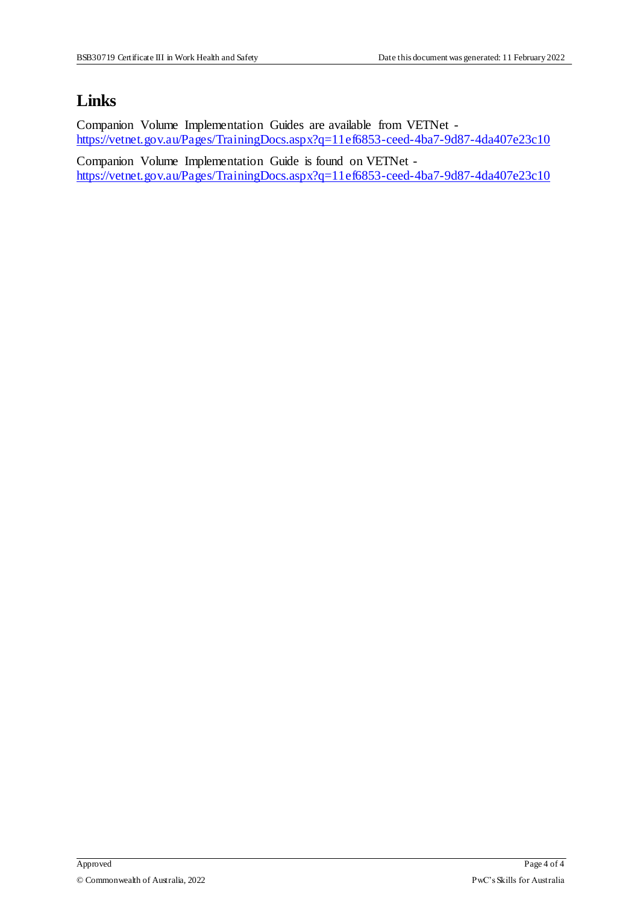# Links

Companion Volume Implementation Guides are available from VETNet - https://vetnet.gov.au/Pages/TrainingDocs.aspx?q=11ef6853-ceed-4ba7-9d87-4da407e23c10

Companion Volume Implementation Guide is found on VETNet - https://vetnet.gov.au/Pages/TrainingDocs.aspx?q=11ef6853-ceed-4ba7-9d87-4da407e23c10